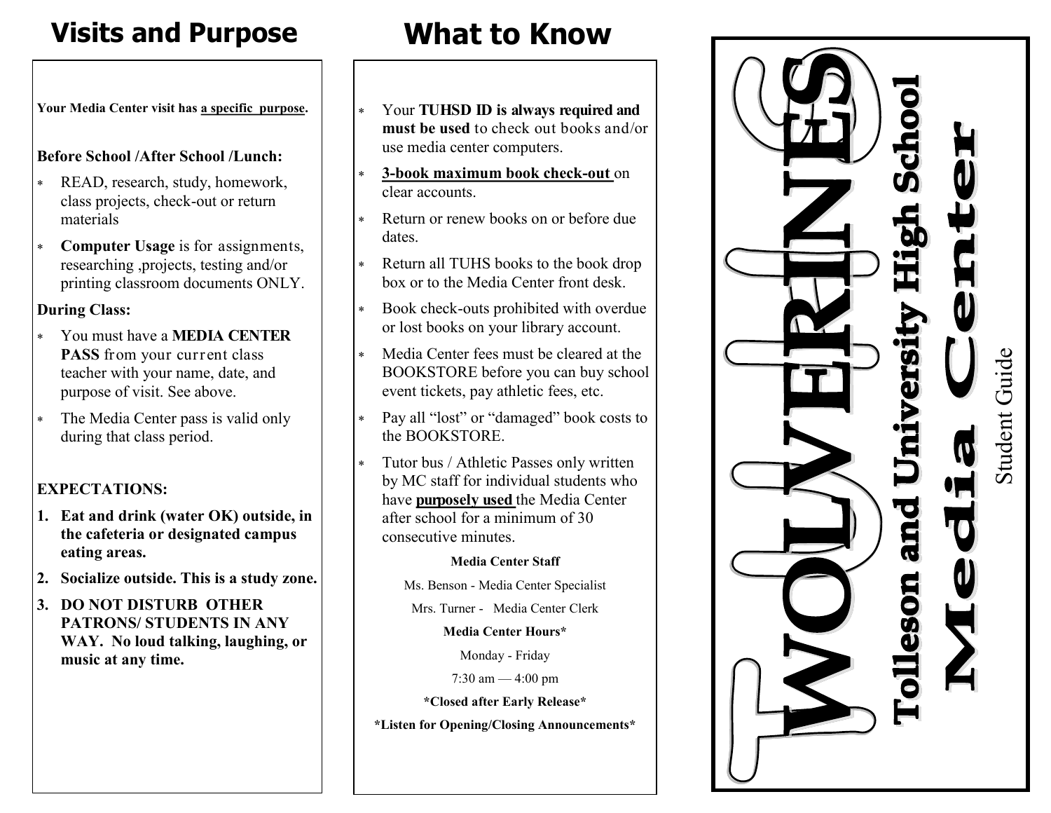## Visits and Purpose

**Your Media Center visit has <u>a specific purpose</u>.**

**Before School /After School /Lunch:**

- READ, research, study, homework, class projects, check-out or return materials
- **Computer Usage** is for assignments, researching ,projects, testing and/or printing classroom documents ONLY.

**During Class:**

- You must have a **MEDIA CENTER PASS** from your current class teacher with your name, date, and purpose of visit. See above.
- The Media Center pass is valid only during that class period.

**EXPECTATIONS:**

1. **Eat and drink (water OK) outside, in the cafeteria or designated campus eating areas.**
2. **Socialize outside. This is a study zone.**
3. **DO NOT DISTURB OTHER PATRONS/ STUDENTS IN ANY WAY. No loud talking, laughing, or music at any time.**

## What to Know

- Your **TUHSD ID is always required and must be used** to check out books and/or use media center computers.
- **<u>3-book maximum book check-out</u>** on clear accounts.
- Return or renew books on or before due dates.
- Return all TUHS books to the book drop box or to the Media Center front desk.
- Book check-outs prohibited with overdue or lost books on your library account.
- Media Center fees must be cleared at the BOOKSTORE before you can buy school event tickets, pay athletic fees, etc.
- Pay all "lost" or "damaged" book costs to the BOOKSTORE.
- Tutor bus / Athletic Passes only written by MC staff for individual students who have **<u>purposely used</u>** the Media Center after school for a minimum of 30 consecutive minutes.

**Media Center Staff**

Ms. Benson - Media Center Specialist

Mrs. Turner - Media Center Clerk

**Media Center Hours\***

Monday - Friday

7:30 am — 4:00 pm

**\*Closed after Early Release\***

**\*Listen for Opening/Closing Announcements\***

# WOLVERINES

# Tolleson and University High School

# Media Center

Student Guide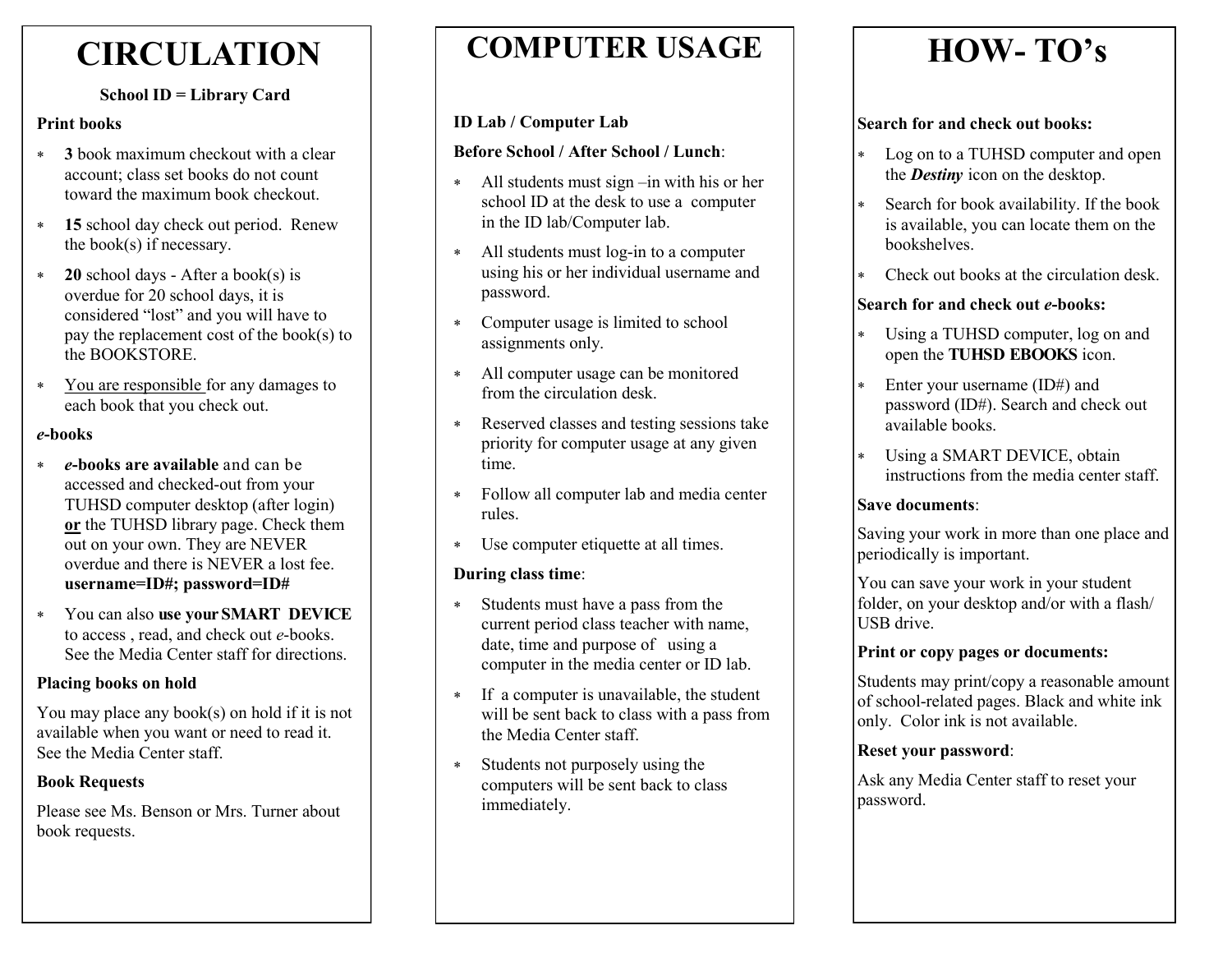# CIRCULATION

**School ID = Library Card**

**Print books**

- **3** book maximum checkout with a clear account; class set books do not count toward the maximum book checkout.
- **15** school day check out period. Renew the book(s) if necessary.
- **20** school days - After a book(s) is overdue for 20 school days, it is considered "lost" and you will have to pay the replacement cost of the book(s) to the BOOKSTORE.
- You are responsible for any damages to each book that you check out.

***e*-books**

- ***e*-books are available** and can be accessed and checked-out from your TUHSD computer desktop (after login) **or** the TUHSD library page. Check them out on your own. They are NEVER overdue and there is NEVER a lost fee. **username=ID#; password=ID#**
- You can also **use your SMART DEVICE** to access , read, and check out *e*-books. See the Media Center staff for directions.

**Placing books on hold**

You may place any book(s) on hold if it is not available when you want or need to read it. See the Media Center staff.

**Book Requests**

Please see Ms. Benson or Mrs. Turner about book requests.

# COMPUTER USAGE

**ID Lab / Computer Lab**

**Before School / After School / Lunch**:

- All students must sign –in with his or her school ID at the desk to use a computer in the ID lab/Computer lab.
- All students must log-in to a computer using his or her individual username and password.
- Computer usage is limited to school assignments only.
- All computer usage can be monitored from the circulation desk.
- Reserved classes and testing sessions take priority for computer usage at any given time.
- Follow all computer lab and media center rules.
- Use computer etiquette at all times.

**During class time**:

- Students must have a pass from the current period class teacher with name, date, time and purpose of using a computer in the media center or ID lab.
- If a computer is unavailable, the student will be sent back to class with a pass from the Media Center staff.
- Students not purposely using the computers will be sent back to class immediately.

# HOW- TO's

**Search for and check out books:**

- Log on to a TUHSD computer and open the ***Destiny*** icon on the desktop.
- Search for book availability. If the book is available, you can locate them on the bookshelves.
- Check out books at the circulation desk.

**Search for and check out *e*-books:**

- Using a TUHSD computer, log on and open the **TUHSD EBOOKS** icon.
- Enter your username (ID#) and password (ID#). Search and check out available books.
- Using a SMART DEVICE, obtain instructions from the media center staff.

**Save documents**:

Saving your work in more than one place and periodically is important.

You can save your work in your student folder, on your desktop and/or with a flash/ USB drive.

**Print or copy pages or documents:**

Students may print/copy a reasonable amount of school-related pages. Black and white ink only. Color ink is not available.

**Reset your password**:

Ask any Media Center staff to reset your password.